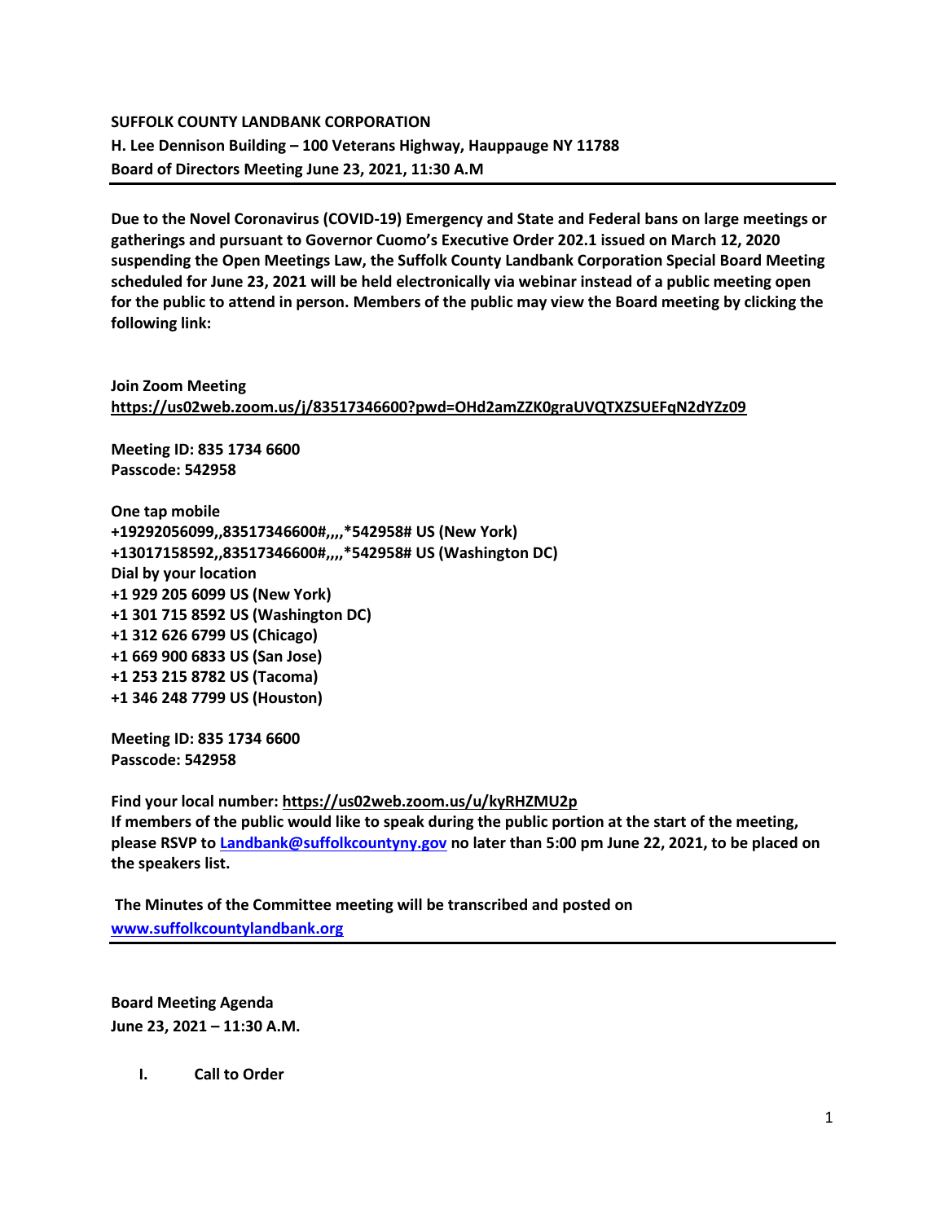**SUFFOLK COUNTY LANDBANK CORPORATION**
**H. Lee Dennison Building – 100 Veterans Highway, Hauppauge NY 11788**
**Board of Directors Meeting June 23, 2021, 11:30 A.M**

---

**Due to the Novel Coronavirus (COVID-19) Emergency and State and Federal bans on large meetings or gatherings and pursuant to Governor Cuomo's Executive Order 202.1 issued on March 12, 2020 suspending the Open Meetings Law, the Suffolk County Landbank Corporation Special Board Meeting scheduled for June 23, 2021 will be held electronically via webinar instead of a public meeting open for the public to attend in person. Members of the public may view the Board meeting by clicking the following link:**

**Join Zoom Meeting**
**https://us02web.zoom.us/j/83517346600?pwd=OHd2amZZK0graUVQTXZSUEFqN2dYZz09**

**Meeting ID: 835 1734 6600**
**Passcode: 542958**

**One tap mobile**
**+19292056099,,83517346600#,,,,*542958# US (New York)**
**+13017158592,,83517346600#,,,,*542958# US (Washington DC)**
**Dial by your location**
**+1 929 205 6099 US (New York)**
**+1 301 715 8592 US (Washington DC)**
**+1 312 626 6799 US (Chicago)**
**+1 669 900 6833 US (San Jose)**
**+1 253 215 8782 US (Tacoma)**
**+1 346 248 7799 US (Houston)**

**Meeting ID: 835 1734 6600**
**Passcode: 542958**

**Find your local number: https://us02web.zoom.us/u/kyRHZMU2p**
**If members of the public would like to speak during the public portion at the start of the meeting, please RSVP to Landbank@suffolkcountyny.gov no later than 5:00 pm June 22, 2021, to be placed on the speakers list.**

**The Minutes of the Committee meeting will be transcribed and posted on www.suffolkcountylandbank.org**

---

**Board Meeting Agenda**
**June 23, 2021 – 11:30 A.M.**

I. **Call to Order**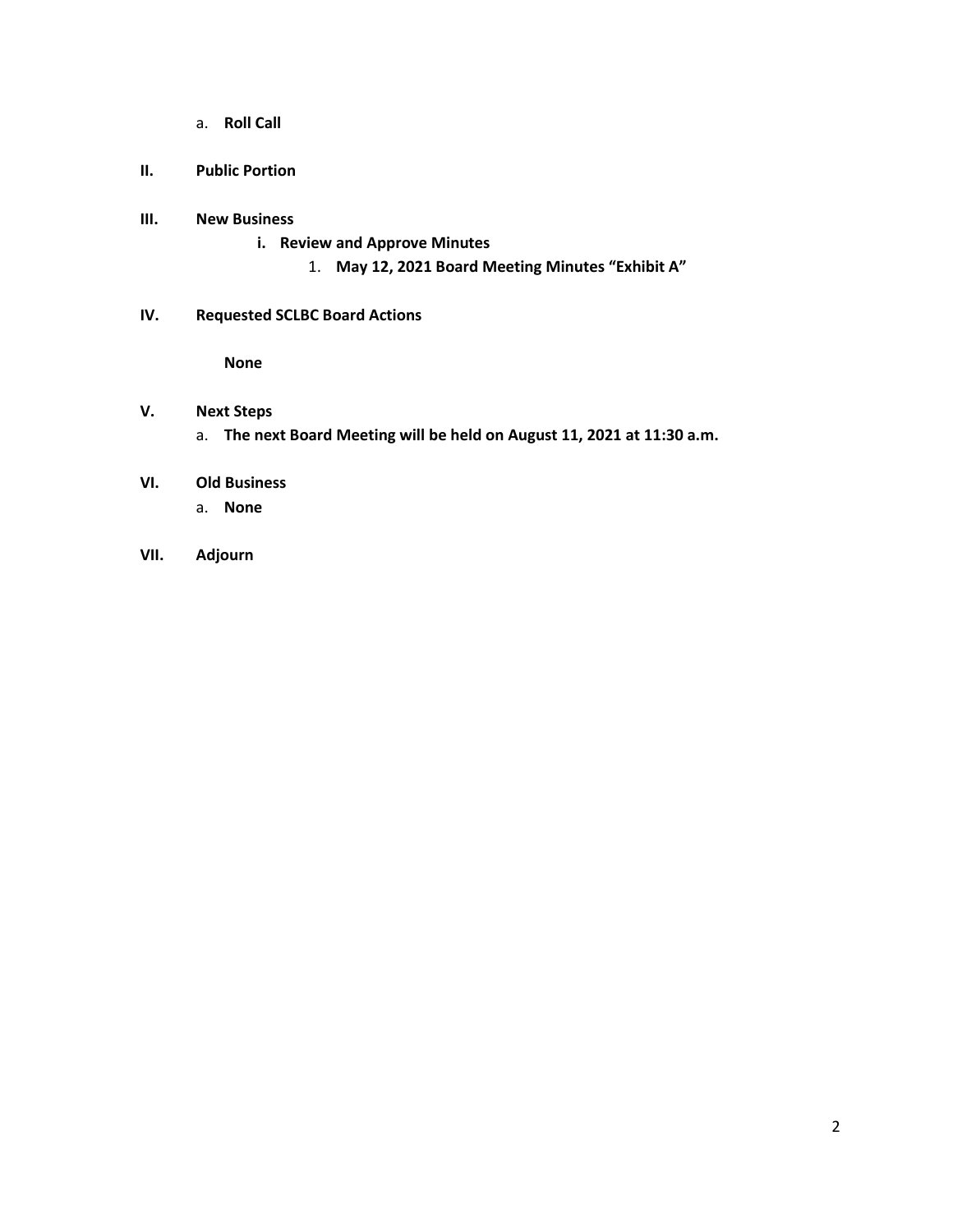a. **Roll Call**

**II. Public Portion**

**III. New Business**

   **i. Review and Approve Minutes**

      1. **May 12, 2021 Board Meeting Minutes "Exhibit A"**

**IV. Requested SCLBC Board Actions**

   **None**

**V. Next Steps**

   a. **The next Board Meeting will be held on August 11, 2021 at 11:30 a.m.**

**VI. Old Business**

   a. **None**

**VII. Adjourn**